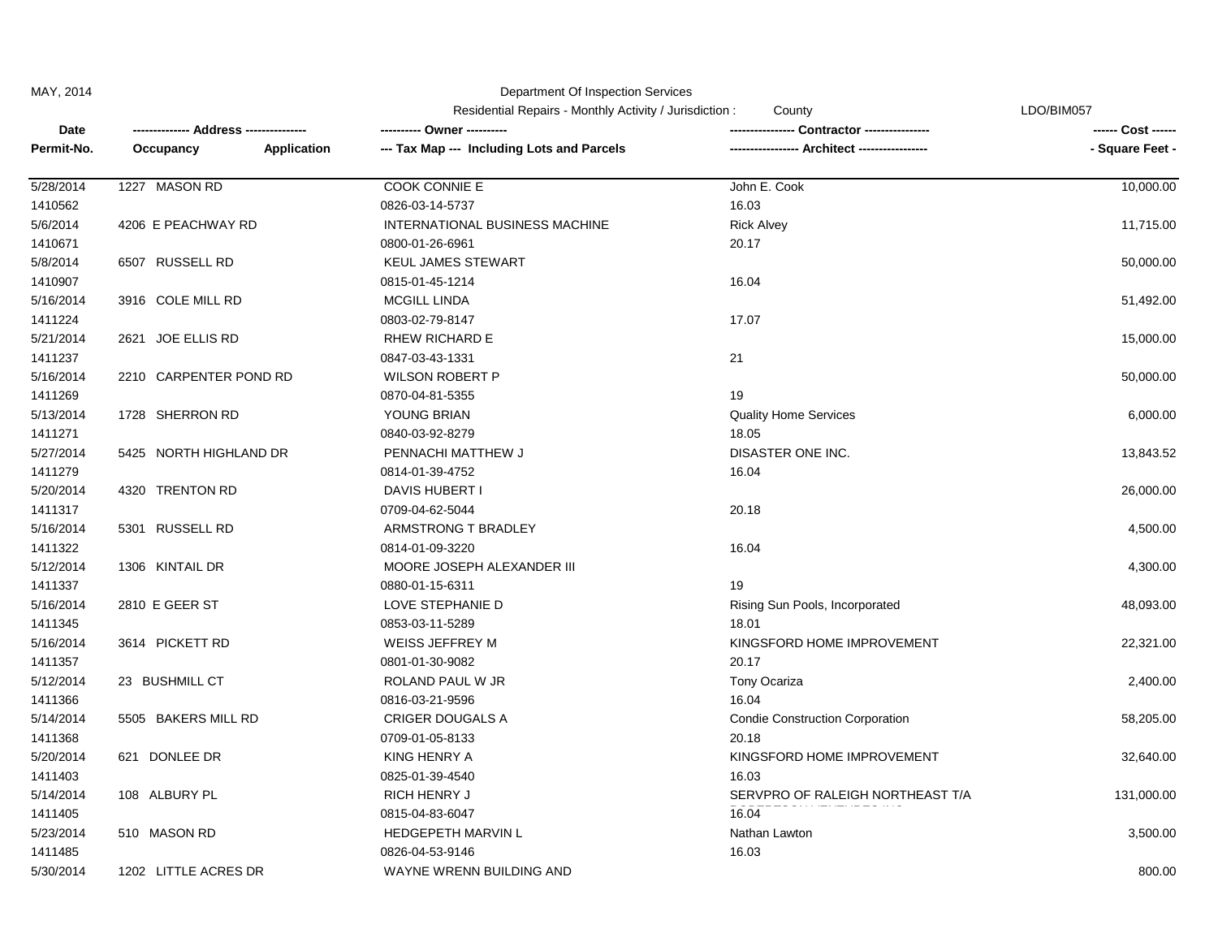MAY, 2014

Department Of Inspection Services

Residential Repairs - Monthly Activity / Jurisdiction : County

LDO/BIM057

| Date / Permit-No. | Address / Occupancy / Application | Owner / Tax Map --- Including Lots and Parcels | Contractor / Architect | Cost / Square Feet |
|---|---|---|---|---|
| 5/28/2014 | 1227 MASON RD | COOK CONNIE E | John E. Cook | 10,000.00 |
| 1410562 | | 0826-03-14-5737 | 16.03 | |
| 5/6/2014 | 4206 E PEACHWAY RD | INTERNATIONAL BUSINESS MACHINE | Rick Alvey | 11,715.00 |
| 1410671 | | 0800-01-26-6961 | 20.17 | |
| 5/8/2014 | 6507 RUSSELL RD | KEUL JAMES STEWART | | 50,000.00 |
| 1410907 | | 0815-01-45-1214 | 16.04 | |
| 5/16/2014 | 3916 COLE MILL RD | MCGILL LINDA | | 51,492.00 |
| 1411224 | | 0803-02-79-8147 | 17.07 | |
| 5/21/2014 | 2621 JOE ELLIS RD | RHEW RICHARD E | | 15,000.00 |
| 1411237 | | 0847-03-43-1331 | 21 | |
| 5/16/2014 | 2210 CARPENTER POND RD | WILSON ROBERT P | | 50,000.00 |
| 1411269 | | 0870-04-81-5355 | 19 | |
| 5/13/2014 | 1728 SHERRON RD | YOUNG BRIAN | Quality Home Services | 6,000.00 |
| 1411271 | | 0840-03-92-8279 | 18.05 | |
| 5/27/2014 | 5425 NORTH HIGHLAND DR | PENNACHI MATTHEW J | DISASTER ONE INC. | 13,843.52 |
| 1411279 | | 0814-01-39-4752 | 16.04 | |
| 5/20/2014 | 4320 TRENTON RD | DAVIS HUBERT I | | 26,000.00 |
| 1411317 | | 0709-04-62-5044 | 20.18 | |
| 5/16/2014 | 5301 RUSSELL RD | ARMSTRONG T BRADLEY | | 4,500.00 |
| 1411322 | | 0814-01-09-3220 | 16.04 | |
| 5/12/2014 | 1306 KINTAIL DR | MOORE JOSEPH ALEXANDER III | | 4,300.00 |
| 1411337 | | 0880-01-15-6311 | 19 | |
| 5/16/2014 | 2810 E GEER ST | LOVE STEPHANIE D | Rising Sun Pools, Incorporated | 48,093.00 |
| 1411345 | | 0853-03-11-5289 | 18.01 | |
| 5/16/2014 | 3614 PICKETT RD | WEISS JEFFREY M | KINGSFORD HOME IMPROVEMENT | 22,321.00 |
| 1411357 | | 0801-01-30-9082 | 20.17 | |
| 5/12/2014 | 23 BUSHMILL CT | ROLAND PAUL W JR | Tony Ocariza | 2,400.00 |
| 1411366 | | 0816-03-21-9596 | 16.04 | |
| 5/14/2014 | 5505 BAKERS MILL RD | CRIGER DOUGALS A | Condie Construction Corporation | 58,205.00 |
| 1411368 | | 0709-01-05-8133 | 20.18 | |
| 5/20/2014 | 621 DONLEE DR | KING HENRY A | KINGSFORD HOME IMPROVEMENT | 32,640.00 |
| 1411403 | | 0825-01-39-4540 | 16.03 | |
| 5/14/2014 | 108 ALBURY PL | RICH HENRY J | SERVPRO OF RALEIGH NORTHEAST T/A | 131,000.00 |
| 1411405 | | 0815-04-83-6047 | 16.04 | |
| 5/23/2014 | 510 MASON RD | HEDGEPETH MARVIN L | Nathan Lawton | 3,500.00 |
| 1411485 | | 0826-04-53-9146 | 16.03 | |
| 5/30/2014 | 1202 LITTLE ACRES DR | WAYNE WRENN BUILDING AND | | 800.00 |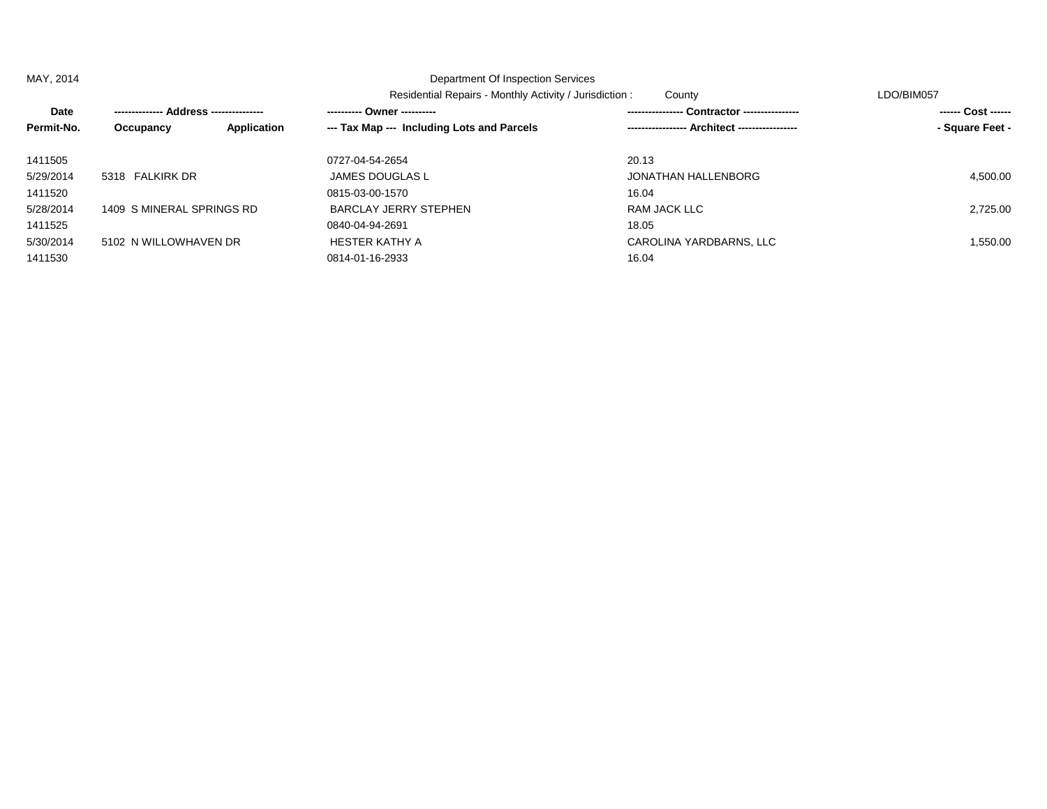MAY, 2014

Department Of Inspection Services

Residential Repairs - Monthly Activity / Jurisdiction : County

LDO/BIM057

| Date / Permit-No. | Address: Occupancy | Application | Owner / Tax Map (Including Lots and Parcels) | Contractor / Architect | Cost / Square Feet |
|---|---|---|---|---|---|
| 1411505 | | | 0727-04-54-2654 | 20.13 | |
| 5/29/2014 | 5318 FALKIRK DR | | JAMES DOUGLAS L | JONATHAN HALLENBORG | 4,500.00 |
| 1411520 | | | 0815-03-00-1570 | 16.04 | |
| 5/28/2014 | 1409 S MINERAL SPRINGS RD | | BARCLAY JERRY STEPHEN | RAM JACK LLC | 2,725.00 |
| 1411525 | | | 0840-04-94-2691 | 18.05 | |
| 5/30/2014 | 5102 N WILLOWHAVEN DR | | HESTER KATHY A | CAROLINA YARDBARNS, LLC | 1,550.00 |
| 1411530 | | | 0814-01-16-2933 | 16.04 | |